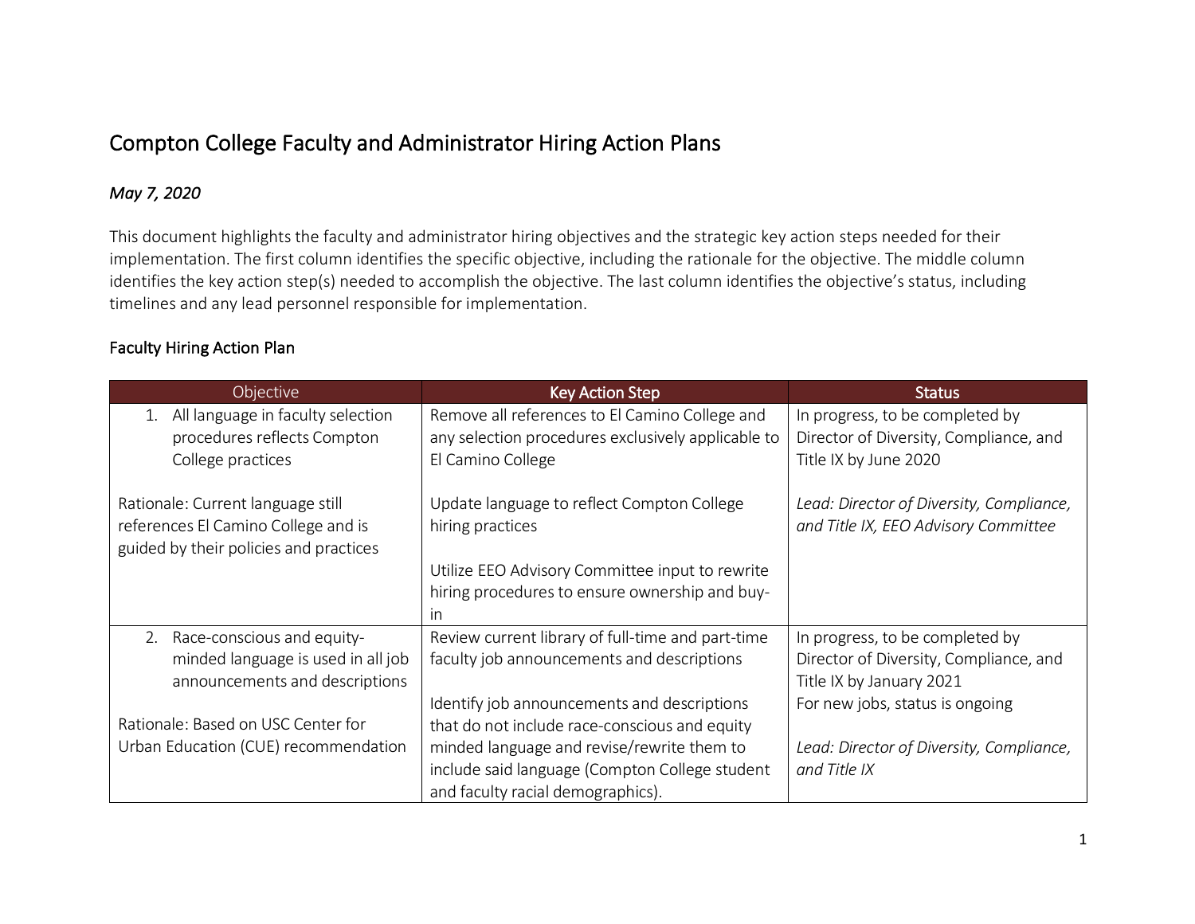# Compton College Faculty and Administrator Hiring Action Plans

*May 7, 2020*

This document highlights the faculty and administrator hiring objectives and the strategic key action steps needed for their implementation. The first column identifies the specific objective, including the rationale for the objective. The middle column identifies the key action step(s) needed to accomplish the objective. The last column identifies the objective's status, including timelines and any lead personnel responsible for implementation.

## Faculty Hiring Action Plan

| Objective | Key Action Step | Status |
|---|---|---|
| 1. All language in faculty selection procedures reflects Compton College practices<br><br>Rationale: Current language still references El Camino College and is guided by their policies and practices | Remove all references to El Camino College and any selection procedures exclusively applicable to El Camino College<br><br>Update language to reflect Compton College hiring practices<br><br>Utilize EEO Advisory Committee input to rewrite hiring procedures to ensure ownership and buy-in | In progress, to be completed by Director of Diversity, Compliance, and Title IX by June 2020<br><br>*Lead: Director of Diversity, Compliance, and Title IX, EEO Advisory Committee* |
| 2. Race-conscious and equity-minded language is used in all job announcements and descriptions<br><br>Rationale: Based on USC Center for Urban Education (CUE) recommendation | Review current library of full-time and part-time faculty job announcements and descriptions<br><br>Identify job announcements and descriptions that do not include race-conscious and equity minded language and revise/rewrite them to include said language (Compton College student and faculty racial demographics). | In progress, to be completed by Director of Diversity, Compliance, and Title IX by January 2021<br>For new jobs, status is ongoing<br><br>*Lead: Director of Diversity, Compliance, and Title IX* |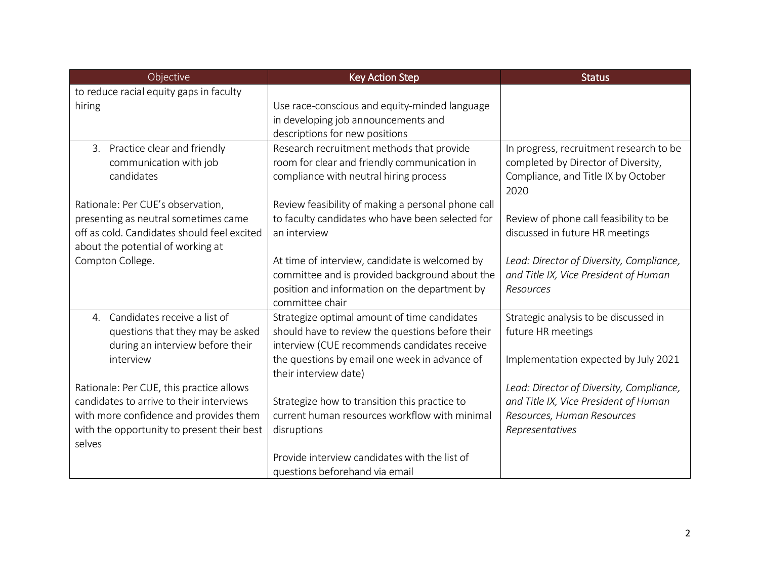| Objective | Key Action Step | Status |
|---|---|---|
| to reduce racial equity gaps in faculty hiring | Use race-conscious and equity-minded language in developing job announcements and descriptions for new positions | |
| 3. Practice clear and friendly communication with job candidates<br><br>Rationale: Per CUE's observation, presenting as neutral sometimes came off as cold. Candidates should feel excited about the potential of working at Compton College. | Research recruitment methods that provide room for clear and friendly communication in compliance with neutral hiring process<br><br>Review feasibility of making a personal phone call to faculty candidates who have been selected for an interview<br><br>At time of interview, candidate is welcomed by committee and is provided background about the position and information on the department by committee chair | In progress, recruitment research to be completed by Director of Diversity, Compliance, and Title IX by October 2020<br><br>Review of phone call feasibility to be discussed in future HR meetings<br><br>*Lead: Director of Diversity, Compliance, and Title IX, Vice President of Human Resources* |
| 4. Candidates receive a list of questions that they may be asked during an interview before their interview<br><br>Rationale: Per CUE, this practice allows candidates to arrive to their interviews with more confidence and provides them with the opportunity to present their best selves | Strategize optimal amount of time candidates should have to review the questions before their interview (CUE recommends candidates receive the questions by email one week in advance of their interview date)<br><br>Strategize how to transition this practice to current human resources workflow with minimal disruptions<br><br>Provide interview candidates with the list of questions beforehand via email | Strategic analysis to be discussed in future HR meetings<br><br>Implementation expected by July 2021<br><br>*Lead: Director of Diversity, Compliance, and Title IX, Vice President of Human Resources, Human Resources Representatives* |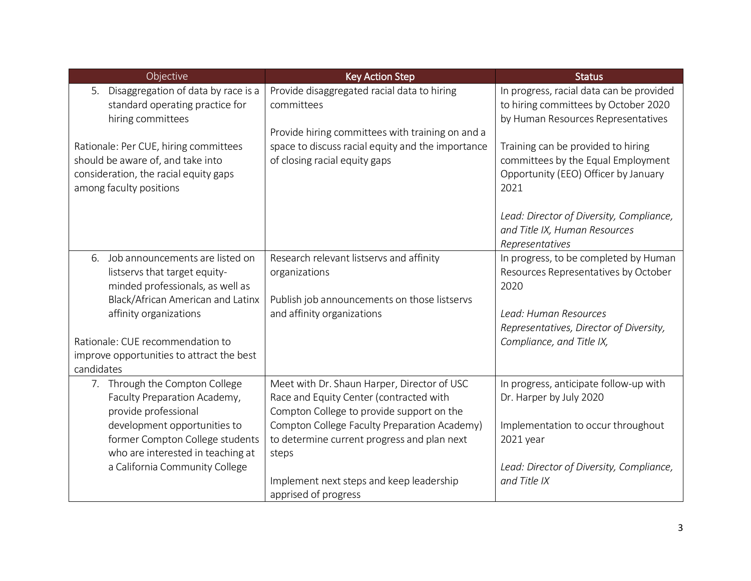| Objective | Key Action Step | Status |
| --- | --- | --- |
| 5. Disaggregation of data by race is a standard operating practice for hiring committees<br><br>Rationale: Per CUE, hiring committees should be aware of, and take into consideration, the racial equity gaps among faculty positions | Provide disaggregated racial data to hiring committees<br><br>Provide hiring committees with training on and a space to discuss racial equity and the importance of closing racial equity gaps | In progress, racial data can be provided to hiring committees by October 2020 by Human Resources Representatives<br><br>Training can be provided to hiring committees by the Equal Employment Opportunity (EEO) Officer by January 2021<br><br>*Lead: Director of Diversity, Compliance, and Title IX, Human Resources Representatives* |
| 6. Job announcements are listed on listservs that target equity-minded professionals, as well as Black/African American and Latinx affinity organizations<br><br>Rationale: CUE recommendation to improve opportunities to attract the best candidates | Research relevant listservs and affinity organizations<br><br>Publish job announcements on those listservs and affinity organizations | In progress, to be completed by Human Resources Representatives by October 2020<br><br>*Lead: Human Resources Representatives, Director of Diversity, Compliance, and Title IX,* |
| 7. Through the Compton College Faculty Preparation Academy, provide professional development opportunities to former Compton College students who are interested in teaching at a California Community College | Meet with Dr. Shaun Harper, Director of USC Race and Equity Center (contracted with Compton College to provide support on the Compton College Faculty Preparation Academy) to determine current progress and plan next steps<br><br>Implement next steps and keep leadership apprised of progress | In progress, anticipate follow-up with Dr. Harper by July 2020<br><br>Implementation to occur throughout 2021 year<br><br>*Lead: Director of Diversity, Compliance, and Title IX* |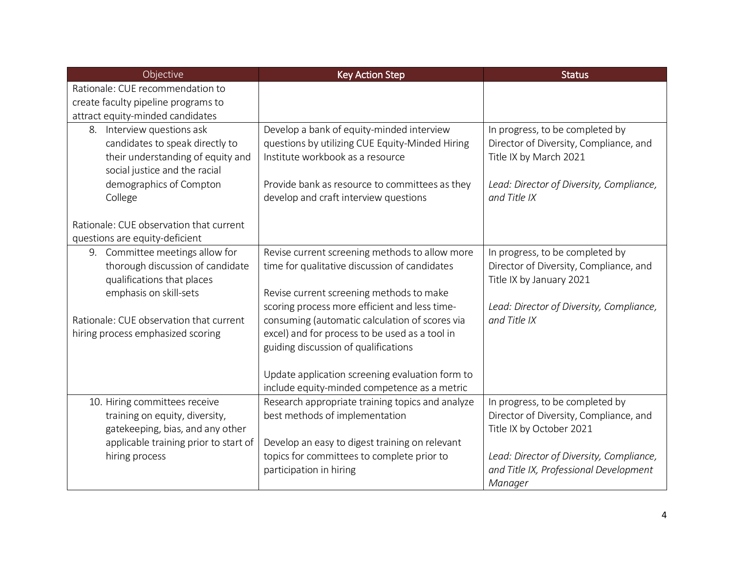| Objective | Key Action Step | Status |
| --- | --- | --- |
| Rationale: CUE recommendation to create faculty pipeline programs to attract equity-minded candidates | | |
| 8. Interview questions ask candidates to speak directly to their understanding of equity and social justice and the racial demographics of Compton College<br><br>Rationale: CUE observation that current questions are equity-deficient | Develop a bank of equity-minded interview questions by utilizing CUE Equity-Minded Hiring Institute workbook as a resource<br><br>Provide bank as resource to committees as they develop and craft interview questions | In progress, to be completed by Director of Diversity, Compliance, and Title IX by March 2021<br><br>*Lead: Director of Diversity, Compliance, and Title IX* |
| 9. Committee meetings allow for thorough discussion of candidate qualifications that places emphasis on skill-sets<br><br>Rationale: CUE observation that current hiring process emphasized scoring | Revise current screening methods to allow more time for qualitative discussion of candidates<br><br>Revise current screening methods to make scoring process more efficient and less time-consuming (automatic calculation of scores via excel) and for process to be used as a tool in guiding discussion of qualifications<br><br>Update application screening evaluation form to include equity-minded competence as a metric | In progress, to be completed by Director of Diversity, Compliance, and Title IX by January 2021<br><br>*Lead: Director of Diversity, Compliance, and Title IX* |
| 10. Hiring committees receive training on equity, diversity, gatekeeping, bias, and any other applicable training prior to start of hiring process | Research appropriate training topics and analyze best methods of implementation<br><br>Develop an easy to digest training on relevant topics for committees to complete prior to participation in hiring | In progress, to be completed by Director of Diversity, Compliance, and Title IX by October 2021<br><br>*Lead: Director of Diversity, Compliance, and Title IX, Professional Development Manager* |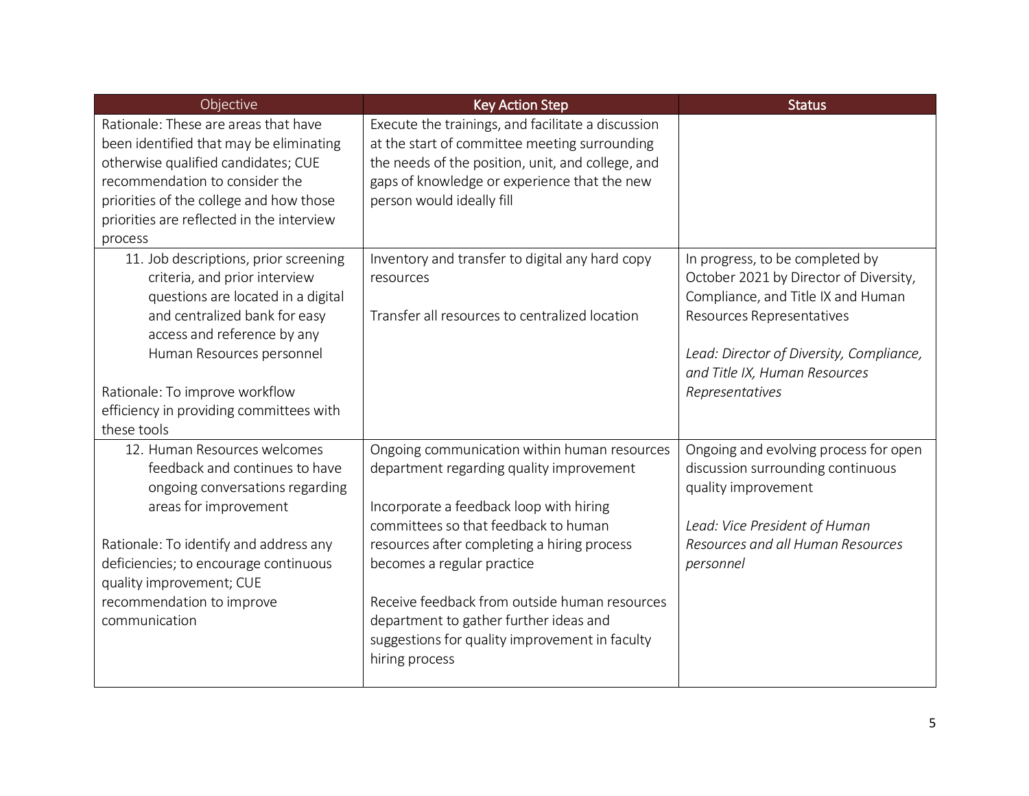| Objective | Key Action Step | Status |
|---|---|---|
| Rationale: These are areas that have been identified that may be eliminating otherwise qualified candidates; CUE recommendation to consider the priorities of the college and how those priorities are reflected in the interview process | Execute the trainings, and facilitate a discussion at the start of committee meeting surrounding the needs of the position, unit, and college, and gaps of knowledge or experience that the new person would ideally fill | |
| 11. Job descriptions, prior screening criteria, and prior interview questions are located in a digital and centralized bank for easy access and reference by any Human Resources personnel<br><br>Rationale: To improve workflow efficiency in providing committees with these tools | Inventory and transfer to digital any hard copy resources<br><br>Transfer all resources to centralized location | In progress, to be completed by October 2021 by Director of Diversity, Compliance, and Title IX and Human Resources Representatives<br><br>*Lead: Director of Diversity, Compliance, and Title IX, Human Resources Representatives* |
| 12. Human Resources welcomes feedback and continues to have ongoing conversations regarding areas for improvement<br><br>Rationale: To identify and address any deficiencies; to encourage continuous quality improvement; CUE recommendation to improve communication | Ongoing communication within human resources department regarding quality improvement<br><br>Incorporate a feedback loop with hiring committees so that feedback to human resources after completing a hiring process becomes a regular practice<br><br>Receive feedback from outside human resources department to gather further ideas and suggestions for quality improvement in faculty hiring process | Ongoing and evolving process for open discussion surrounding continuous quality improvement<br><br>*Lead: Vice President of Human Resources and all Human Resources personnel* |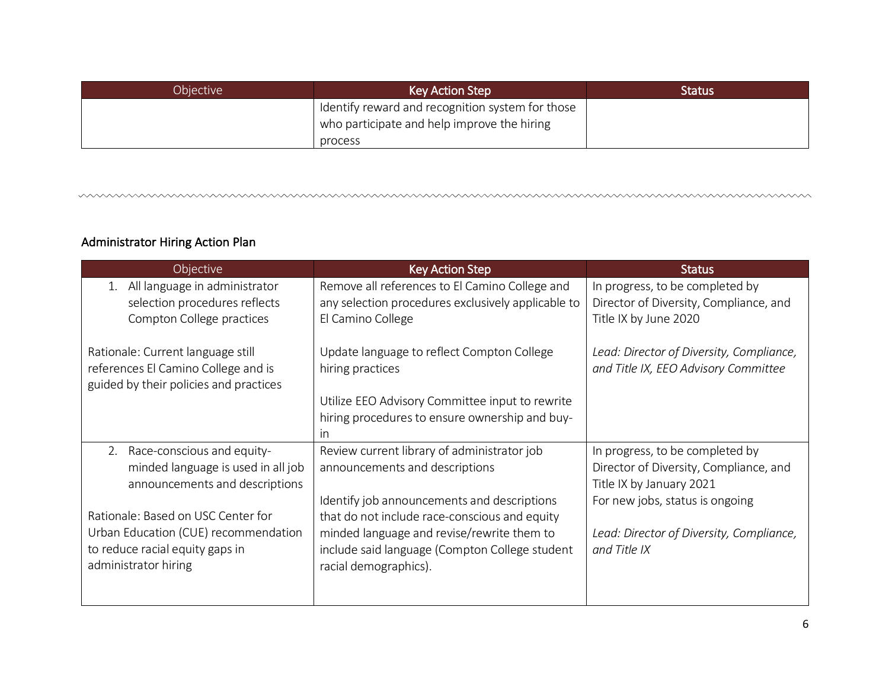| Objective | Key Action Step | Status |
| --- | --- | --- |
| | Identify reward and recognition system for those who participate and help improve the hiring process | |

## Administrator Hiring Action Plan

| Objective | Key Action Step | Status |
| --- | --- | --- |
| 1. All language in administrator selection procedures reflects Compton College practices<br><br>Rationale: Current language still references El Camino College and is guided by their policies and practices | Remove all references to El Camino College and any selection procedures exclusively applicable to El Camino College<br><br>Update language to reflect Compton College hiring practices<br><br>Utilize EEO Advisory Committee input to rewrite hiring procedures to ensure ownership and buy-in | In progress, to be completed by Director of Diversity, Compliance, and Title IX by June 2020<br><br>*Lead: Director of Diversity, Compliance, and Title IX, EEO Advisory Committee* |
| 2. Race-conscious and equity-minded language is used in all job announcements and descriptions<br><br>Rationale: Based on USC Center for Urban Education (CUE) recommendation to reduce racial equity gaps in administrator hiring | Review current library of administrator job announcements and descriptions<br><br>Identify job announcements and descriptions that do not include race-conscious and equity minded language and revise/rewrite them to include said language (Compton College student racial demographics). | In progress, to be completed by Director of Diversity, Compliance, and Title IX by January 2021<br>For new jobs, status is ongoing<br><br>*Lead: Director of Diversity, Compliance, and Title IX* |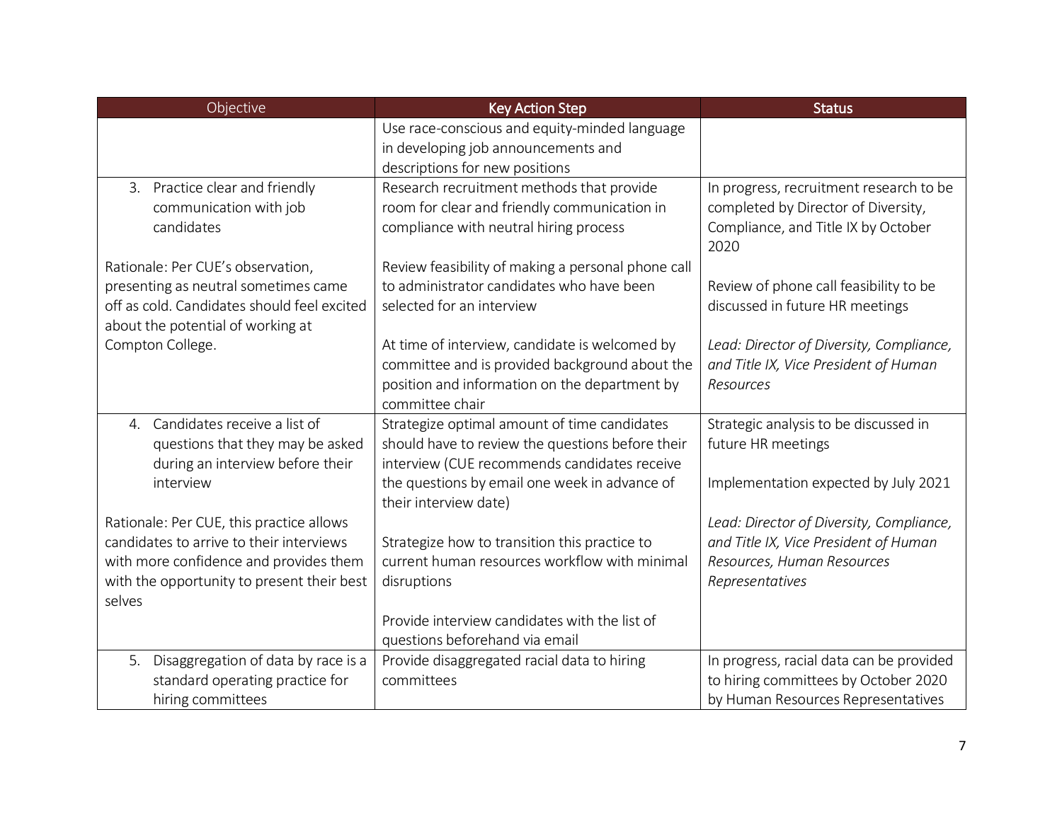| Objective | Key Action Step | Status |
|---|---|---|
| | Use race-conscious and equity-minded language in developing job announcements and descriptions for new positions | |
| 3. Practice clear and friendly communication with job candidates<br><br>Rationale: Per CUE's observation, presenting as neutral sometimes came off as cold. Candidates should feel excited about the potential of working at Compton College. | Research recruitment methods that provide room for clear and friendly communication in compliance with neutral hiring process<br><br>Review feasibility of making a personal phone call to administrator candidates who have been selected for an interview<br><br>At time of interview, candidate is welcomed by committee and is provided background about the position and information on the department by committee chair | In progress, recruitment research to be completed by Director of Diversity, Compliance, and Title IX by October 2020<br><br>Review of phone call feasibility to be discussed in future HR meetings<br><br>*Lead: Director of Diversity, Compliance, and Title IX, Vice President of Human Resources* |
| 4. Candidates receive a list of questions that they may be asked during an interview before their interview<br><br>Rationale: Per CUE, this practice allows candidates to arrive to their interviews with more confidence and provides them with the opportunity to present their best selves | Strategize optimal amount of time candidates should have to review the questions before their interview (CUE recommends candidates receive the questions by email one week in advance of their interview date)<br><br>Strategize how to transition this practice to current human resources workflow with minimal disruptions<br><br>Provide interview candidates with the list of questions beforehand via email | Strategic analysis to be discussed in future HR meetings<br><br>Implementation expected by July 2021<br><br>*Lead: Director of Diversity, Compliance, and Title IX, Vice President of Human Resources, Human Resources Representatives* |
| 5. Disaggregation of data by race is a standard operating practice for hiring committees | Provide disaggregated racial data to hiring committees | In progress, racial data can be provided to hiring committees by October 2020 by Human Resources Representatives |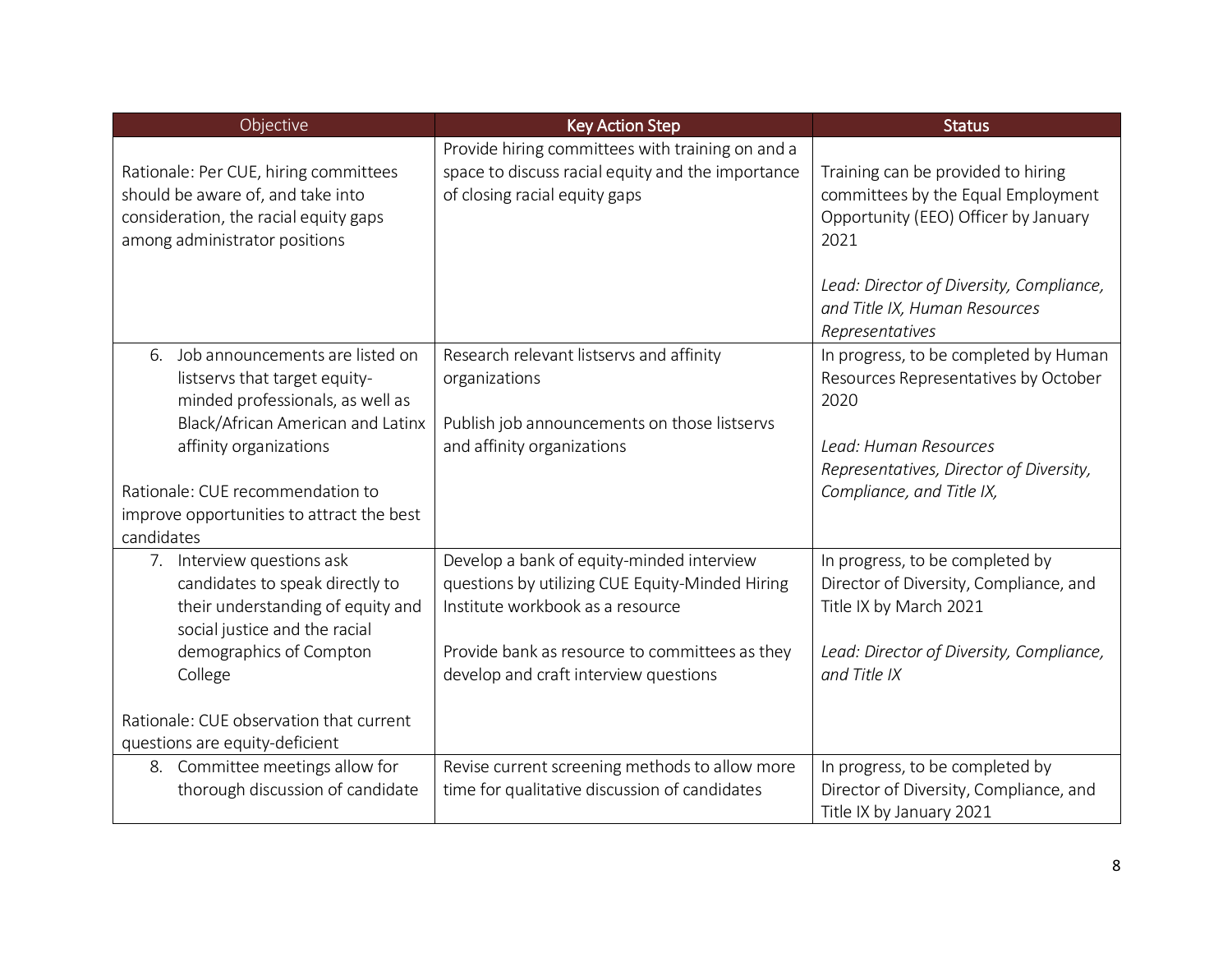| Objective | Key Action Step | Status |
|---|---|---|
| Rationale: Per CUE, hiring committees should be aware of, and take into consideration, the racial equity gaps among administrator positions | Provide hiring committees with training on and a space to discuss racial equity and the importance of closing racial equity gaps | Training can be provided to hiring committees by the Equal Employment Opportunity (EEO) Officer by January 2021<br><br>*Lead: Director of Diversity, Compliance, and Title IX, Human Resources Representatives* |
| 6. Job announcements are listed on listservs that target equity-minded professionals, as well as Black/African American and Latinx affinity organizations<br><br>Rationale: CUE recommendation to improve opportunities to attract the best candidates | Research relevant listservs and affinity organizations<br><br>Publish job announcements on those listservs and affinity organizations | In progress, to be completed by Human Resources Representatives by October 2020<br><br>*Lead: Human Resources Representatives, Director of Diversity, Compliance, and Title IX,* |
| 7. Interview questions ask candidates to speak directly to their understanding of equity and social justice and the racial demographics of Compton College<br><br>Rationale: CUE observation that current questions are equity-deficient | Develop a bank of equity-minded interview questions by utilizing CUE Equity-Minded Hiring Institute workbook as a resource<br><br>Provide bank as resource to committees as they develop and craft interview questions | In progress, to be completed by Director of Diversity, Compliance, and Title IX by March 2021<br><br>*Lead: Director of Diversity, Compliance, and Title IX* |
| 8. Committee meetings allow for thorough discussion of candidate | Revise current screening methods to allow more time for qualitative discussion of candidates | In progress, to be completed by Director of Diversity, Compliance, and Title IX by January 2021 |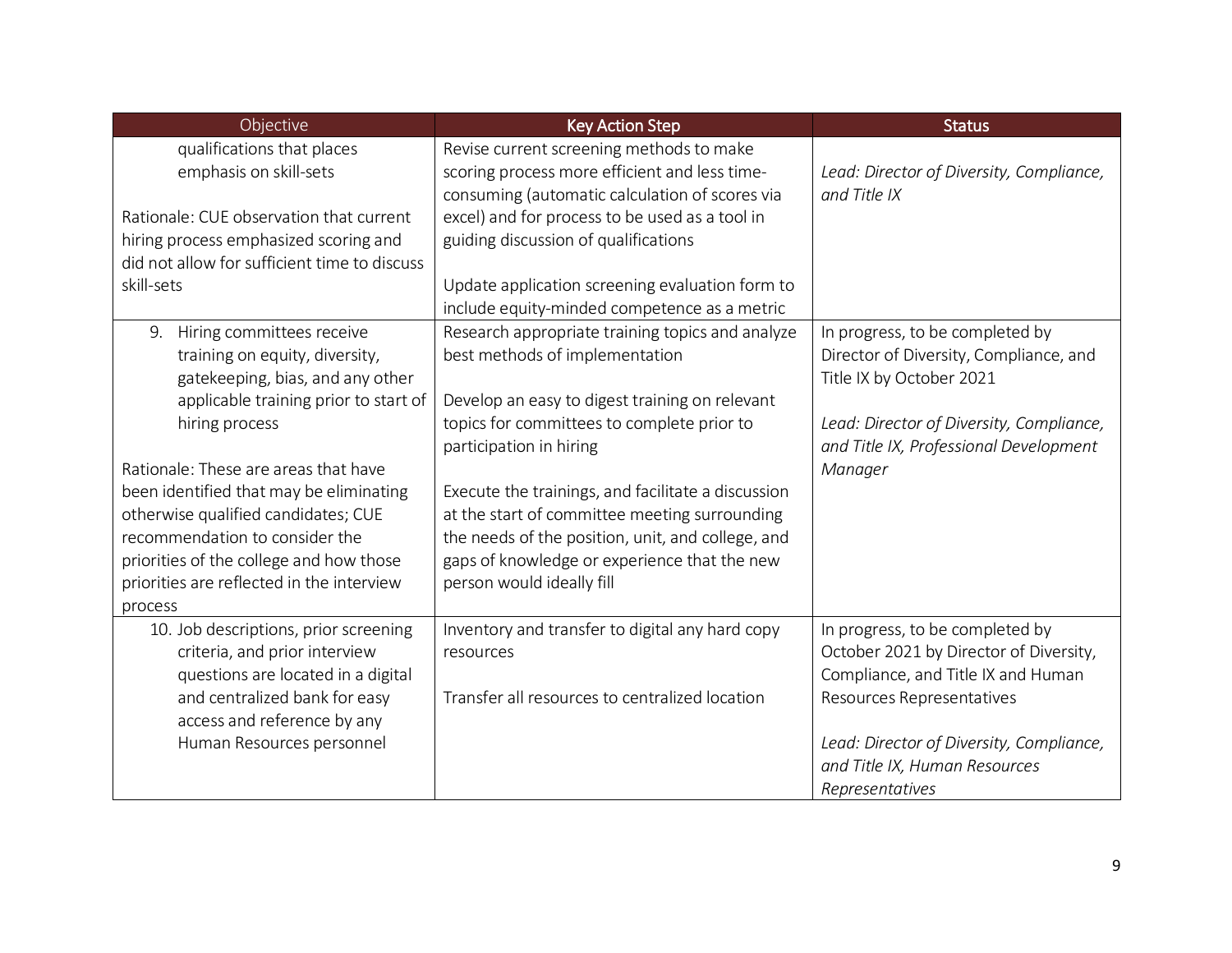| Objective | Key Action Step | Status |
|---|---|---|
| qualifications that places emphasis on skill-sets<br><br>Rationale: CUE observation that current hiring process emphasized scoring and did not allow for sufficient time to discuss skill-sets | Revise current screening methods to make scoring process more efficient and less time-consuming (automatic calculation of scores via excel) and for process to be used as a tool in guiding discussion of qualifications<br><br>Update application screening evaluation form to include equity-minded competence as a metric | *Lead: Director of Diversity, Compliance, and Title IX* |
| 9. Hiring committees receive training on equity, diversity, gatekeeping, bias, and any other applicable training prior to start of hiring process<br><br>Rationale: These are areas that have been identified that may be eliminating otherwise qualified candidates; CUE recommendation to consider the priorities of the college and how those priorities are reflected in the interview process | Research appropriate training topics and analyze best methods of implementation<br><br>Develop an easy to digest training on relevant topics for committees to complete prior to participation in hiring<br><br>Execute the trainings, and facilitate a discussion at the start of committee meeting surrounding the needs of the position, unit, and college, and gaps of knowledge or experience that the new person would ideally fill | In progress, to be completed by Director of Diversity, Compliance, and Title IX by October 2021<br><br>*Lead: Director of Diversity, Compliance, and Title IX, Professional Development Manager* |
| 10. Job descriptions, prior screening criteria, and prior interview questions are located in a digital and centralized bank for easy access and reference by any Human Resources personnel | Inventory and transfer to digital any hard copy resources<br><br>Transfer all resources to centralized location | In progress, to be completed by October 2021 by Director of Diversity, Compliance, and Title IX and Human Resources Representatives<br><br>*Lead: Director of Diversity, Compliance, and Title IX, Human Resources Representatives* |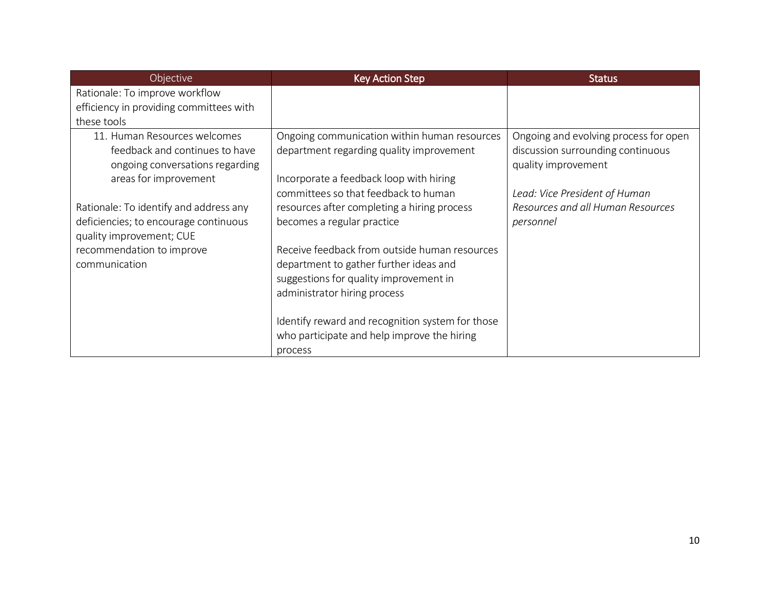| Objective | Key Action Step | Status |
| --- | --- | --- |
| Rationale: To improve workflow efficiency in providing committees with these tools | | |
| 11. Human Resources welcomes feedback and continues to have ongoing conversations regarding areas for improvement<br><br>Rationale: To identify and address any deficiencies; to encourage continuous quality improvement; CUE recommendation to improve communication | Ongoing communication within human resources department regarding quality improvement<br><br>Incorporate a feedback loop with hiring committees so that feedback to human resources after completing a hiring process becomes a regular practice<br><br>Receive feedback from outside human resources department to gather further ideas and suggestions for quality improvement in administrator hiring process<br><br>Identify reward and recognition system for those who participate and help improve the hiring process | Ongoing and evolving process for open discussion surrounding continuous quality improvement<br><br>*Lead: Vice President of Human Resources and all Human Resources personnel* |